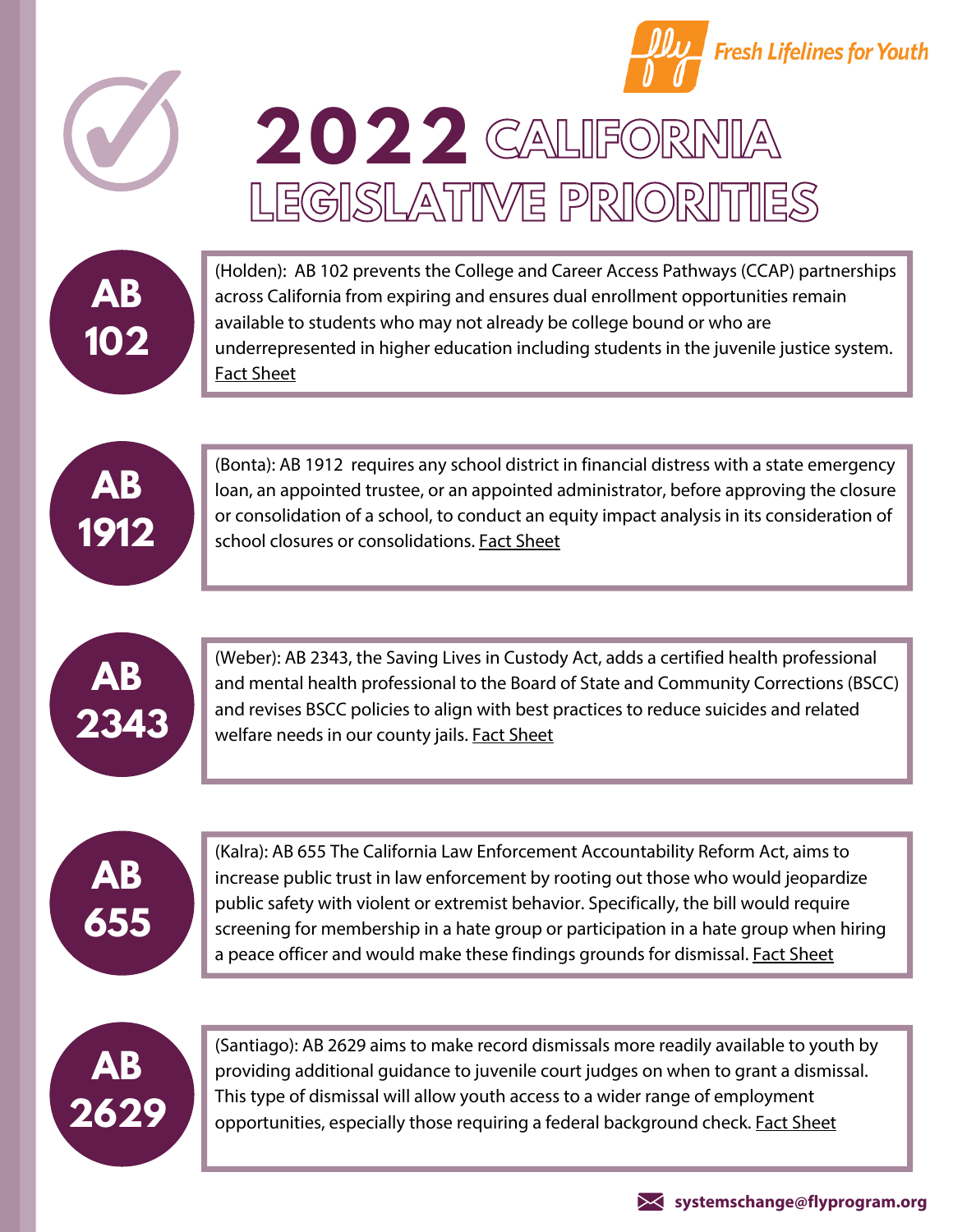Fresh Lifelines for Youth

# 2022 CALIFORNIA LEGISLATIVE PRIORITIES

## AB 102

(Holden): AB 102 prevents the College and Career Access Pathways (CCAP) partnerships across California from expiring and ensures dual enrollment opportunities remain available to students who may not already be college bound or who are underrepresented in higher education including students in the juvenile justice system. Fact Sheet

## AB 1912

(Bonta): AB 1912 requires any school district in financial distress with a state emergency loan, an appointed trustee, or an appointed administrator, before approving the closure or consolidation of a school, to conduct an equity impact analysis in its consideration of school closures or consolidations. Fact Sheet

## AB 2343

(Weber): AB 2343, the Saving Lives in Custody Act, adds a certified health professional and mental health professional to the Board of State and Community Corrections (BSCC) and revises BSCC policies to align with best practices to reduce suicides and related welfare needs in our county jails. Fact Sheet

## AB 655

(Kalra): AB 655 The California Law Enforcement Accountability Reform Act, aims to increase public trust in law enforcement by rooting out those who would jeopardize public safety with violent or extremist behavior. Specifically, the bill would require screening for membership in a hate group or participation in a hate group when hiring a peace officer and would make these findings grounds for dismissal. Fact Sheet

## AB 2629

(Santiago): AB 2629 aims to make record dismissals more readily available to youth by providing additional guidance to juvenile court judges on when to grant a dismissal. This type of dismissal will allow youth access to a wider range of employment opportunities, especially those requiring a federal background check. Fact Sheet

systemschange@flyprogram.org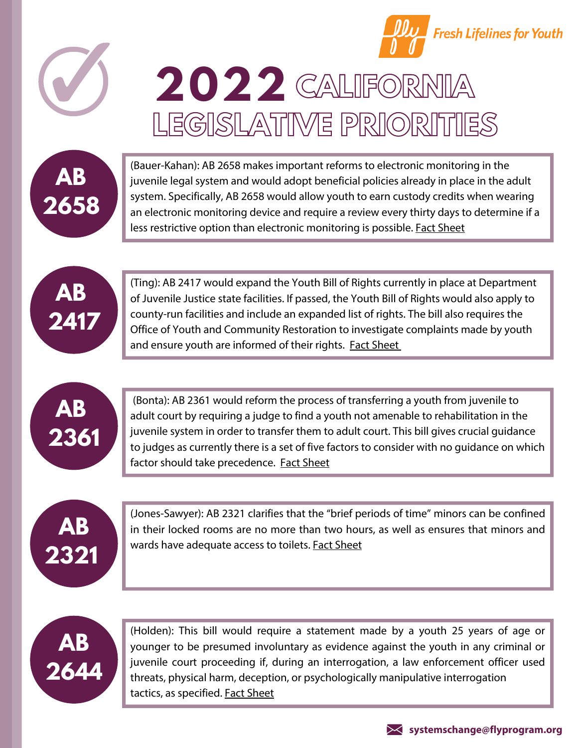Fresh Lifelines for Youth

# 2022 CALIFORNIA LEGISLATIVE PRIORITIES

## AB 2658

(Bauer-Kahan): AB 2658 makes important reforms to electronic monitoring in the juvenile legal system and would adopt beneficial policies already in place in the adult system. Specifically, AB 2658 would allow youth to earn custody credits when wearing an electronic monitoring device and require a review every thirty days to determine if a less restrictive option than electronic monitoring is possible. Fact Sheet

## AB 2417

(Ting): AB 2417 would expand the Youth Bill of Rights currently in place at Department of Juvenile Justice state facilities. If passed, the Youth Bill of Rights would also apply to county-run facilities and include an expanded list of rights. The bill also requires the Office of Youth and Community Restoration to investigate complaints made by youth and ensure youth are informed of their rights. Fact Sheet

## AB 2361

(Bonta): AB 2361 would reform the process of transferring a youth from juvenile to adult court by requiring a judge to find a youth not amenable to rehabilitation in the juvenile system in order to transfer them to adult court. This bill gives crucial guidance to judges as currently there is a set of five factors to consider with no guidance on which factor should take precedence. Fact Sheet

## AB 2321

(Jones-Sawyer): AB 2321 clarifies that the "brief periods of time" minors can be confined in their locked rooms are no more than two hours, as well as ensures that minors and wards have adequate access to toilets. Fact Sheet

## AB 2644

(Holden): This bill would require a statement made by a youth 25 years of age or younger to be presumed involuntary as evidence against the youth in any criminal or juvenile court proceeding if, during an interrogation, a law enforcement officer used threats, physical harm, deception, or psychologically manipulative interrogation tactics, as specified. Fact Sheet

systemschange@flyprogram.org